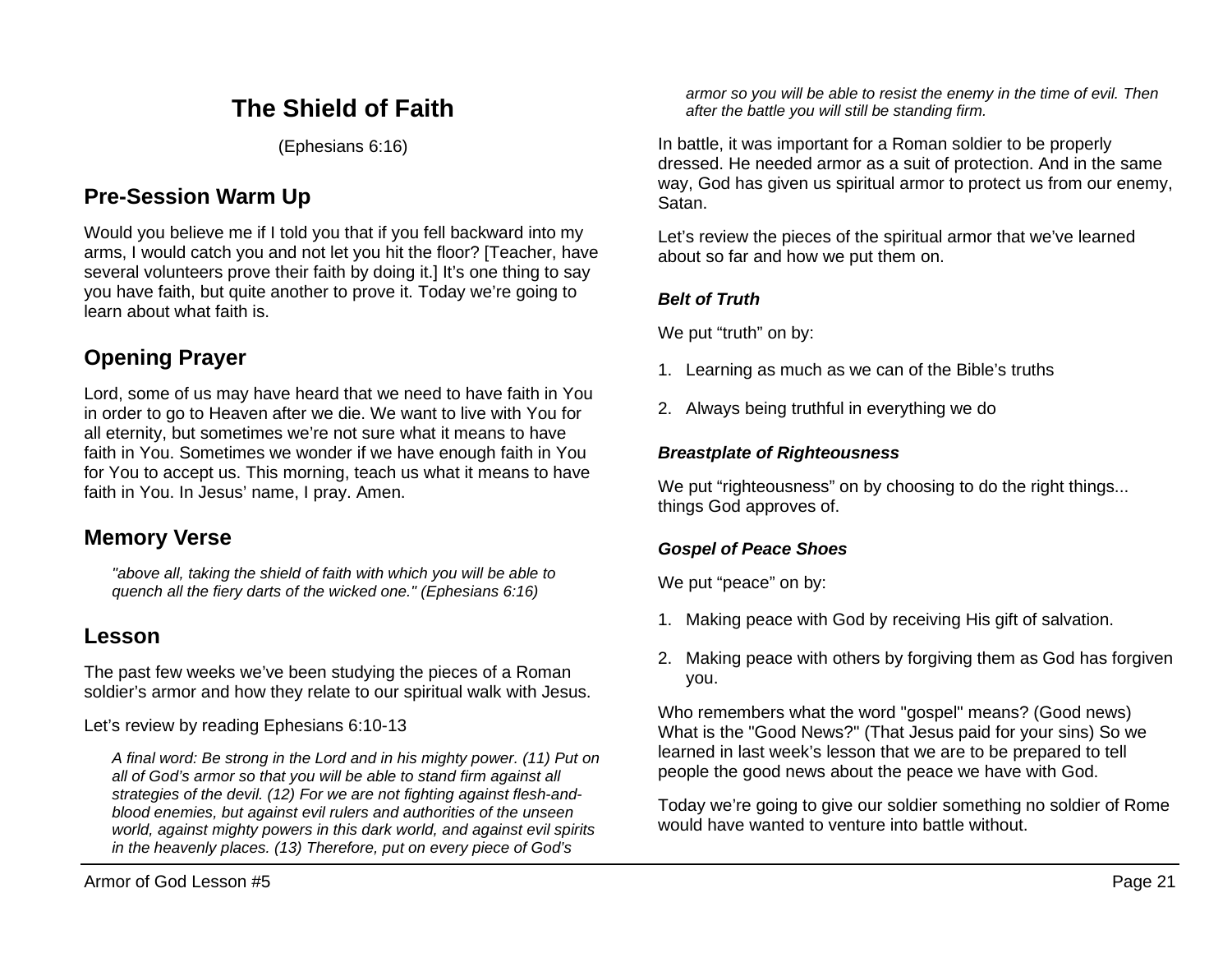# The Shield of Faith

(Ephesians 6:16)

## Pre-Session Warm Up

Would you believe me if I told you that if you fell backward into my arms, I would catch you and not let you hit the floor? [Teacher, have several volunteers prove their faith by doing it.] It's one thing to say you have faith, but quite another to prove it. Today we're going to learn about what faith is.

## Opening Prayer

Lord, some of us may have heard that we need to have faith in You in order to go to Heaven after we die. We want to live with You for all eternity, but sometimes we're not sure what it means to have faith in You. Sometimes we wonder if we have enough faith in You for You to accept us. This morning, teach us what it means to have faith in You. In Jesus' name, I pray. Amen.

## Memory Verse

> *"above all, taking the shield of faith with which you will be able to quench all the fiery darts of the wicked one." (Ephesians 6:16)*

## Lesson

The past few weeks we've been studying the pieces of a Roman soldier's armor and how they relate to our spiritual walk with Jesus.

Let's review by reading Ephesians 6:10-13

> *A final word: Be strong in the Lord and in his mighty power. (11) Put on all of God's armor so that you will be able to stand firm against all strategies of the devil. (12) For we are not fighting against flesh-and-blood enemies, but against evil rulers and authorities of the unseen world, against mighty powers in this dark world, and against evil spirits in the heavenly places. (13) Therefore, put on every piece of God's armor so you will be able to resist the enemy in the time of evil. Then after the battle you will still be standing firm.*

In battle, it was important for a Roman soldier to be properly dressed. He needed armor as a suit of protection. And in the same way, God has given us spiritual armor to protect us from our enemy, Satan.

Let's review the pieces of the spiritual armor that we've learned about so far and how we put them on.

### *Belt of Truth*

We put "truth" on by:

1. Learning as much as we can of the Bible's truths
2. Always being truthful in everything we do

### *Breastplate of Righteousness*

We put "righteousness" on by choosing to do the right things... things God approves of.

### *Gospel of Peace Shoes*

We put "peace" on by:

1. Making peace with God by receiving His gift of salvation.
2. Making peace with others by forgiving them as God has forgiven you.

Who remembers what the word "gospel" means? (Good news) What is the "Good News?" (That Jesus paid for your sins) So we learned in last week's lesson that we are to be prepared to tell people the good news about the peace we have with God.

Today we're going to give our soldier something no soldier of Rome would have wanted to venture into battle without.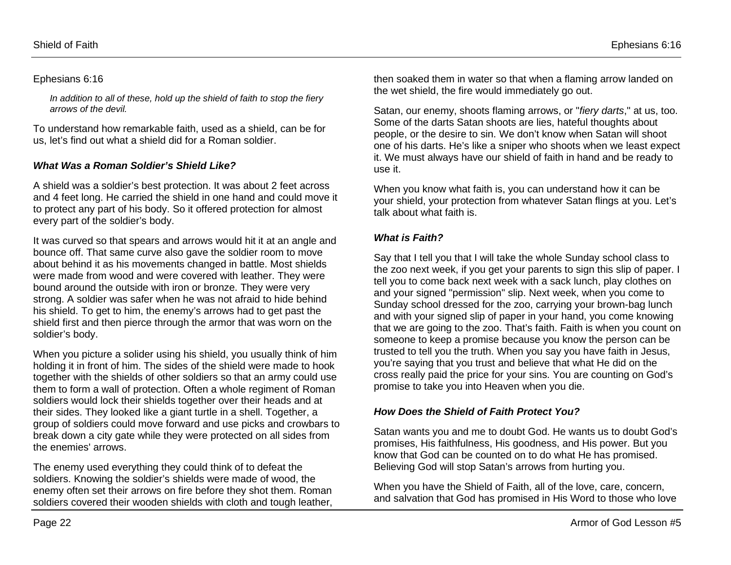Ephesians 6:16

> *In addition to all of these, hold up the shield of faith to stop the fiery arrows of the devil.*

To understand how remarkable faith, used as a shield, can be for us, let's find out what a shield did for a Roman soldier.

### *What Was a Roman Soldier's Shield Like?*

A shield was a soldier's best protection. It was about 2 feet across and 4 feet long. He carried the shield in one hand and could move it to protect any part of his body. So it offered protection for almost every part of the soldier's body.

It was curved so that spears and arrows would hit it at an angle and bounce off. That same curve also gave the soldier room to move about behind it as his movements changed in battle. Most shields were made from wood and were covered with leather. They were bound around the outside with iron or bronze. They were very strong. A soldier was safer when he was not afraid to hide behind his shield. To get to him, the enemy's arrows had to get past the shield first and then pierce through the armor that was worn on the soldier's body.

When you picture a solider using his shield, you usually think of him holding it in front of him. The sides of the shield were made to hook together with the shields of other soldiers so that an army could use them to form a wall of protection. Often a whole regiment of Roman soldiers would lock their shields together over their heads and at their sides. They looked like a giant turtle in a shell. Together, a group of soldiers could move forward and use picks and crowbars to break down a city gate while they were protected on all sides from the enemies' arrows.

The enemy used everything they could think of to defeat the soldiers. Knowing the soldier's shields were made of wood, the enemy often set their arrows on fire before they shot them. Roman soldiers covered their wooden shields with cloth and tough leather, then soaked them in water so that when a flaming arrow landed on the wet shield, the fire would immediately go out.

Satan, our enemy, shoots flaming arrows, or "*fiery darts*," at us, too. Some of the darts Satan shoots are lies, hateful thoughts about people, or the desire to sin. We don't know when Satan will shoot one of his darts. He's like a sniper who shoots when we least expect it. We must always have our shield of faith in hand and be ready to use it.

When you know what faith is, you can understand how it can be your shield, your protection from whatever Satan flings at you. Let's talk about what faith is.

### *What is Faith?*

Say that I tell you that I will take the whole Sunday school class to the zoo next week, if you get your parents to sign this slip of paper. I tell you to come back next week with a sack lunch, play clothes on and your signed "permission" slip. Next week, when you come to Sunday school dressed for the zoo, carrying your brown-bag lunch and with your signed slip of paper in your hand, you come knowing that we are going to the zoo. That's faith. Faith is when you count on someone to keep a promise because you know the person can be trusted to tell you the truth. When you say you have faith in Jesus, you're saying that you trust and believe that what He did on the cross really paid the price for your sins. You are counting on God's promise to take you into Heaven when you die.

### *How Does the Shield of Faith Protect You?*

Satan wants you and me to doubt God. He wants us to doubt God's promises, His faithfulness, His goodness, and His power. But you know that God can be counted on to do what He has promised. Believing God will stop Satan's arrows from hurting you.

When you have the Shield of Faith, all of the love, care, concern, and salvation that God has promised in His Word to those who love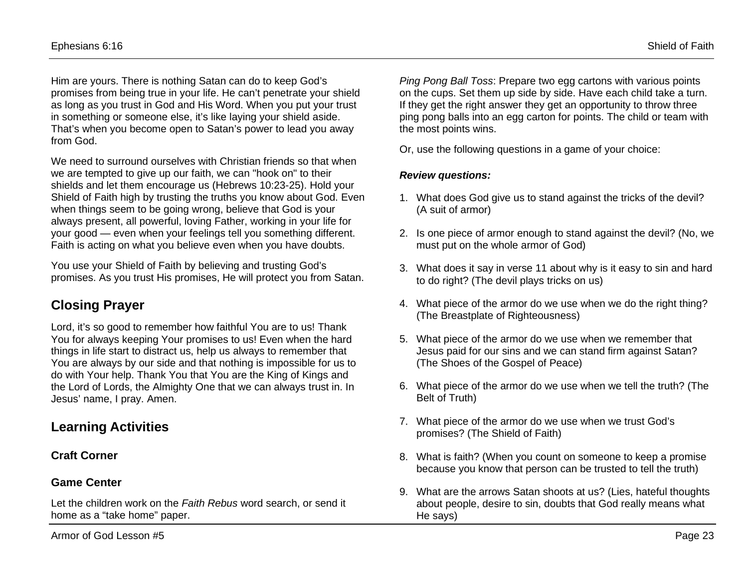Him are yours. There is nothing Satan can do to keep God's promises from being true in your life. He can't penetrate your shield as long as you trust in God and His Word. When you put your trust in something or someone else, it's like laying your shield aside. That's when you become open to Satan's power to lead you away from God.

We need to surround ourselves with Christian friends so that when we are tempted to give up our faith, we can "hook on" to their shields and let them encourage us (Hebrews 10:23-25). Hold your Shield of Faith high by trusting the truths you know about God. Even when things seem to be going wrong, believe that God is your always present, all powerful, loving Father, working in your life for your good — even when your feelings tell you something different. Faith is acting on what you believe even when you have doubts.

You use your Shield of Faith by believing and trusting God's promises. As you trust His promises, He will protect you from Satan.

## Closing Prayer

Lord, it's so good to remember how faithful You are to us! Thank You for always keeping Your promises to us! Even when the hard things in life start to distract us, help us always to remember that You are always by our side and that nothing is impossible for us to do with Your help. Thank You that You are the King of Kings and the Lord of Lords, the Almighty One that we can always trust in. In Jesus' name, I pray. Amen.

## Learning Activities

### Craft Corner

### Game Center

Let the children work on the *Faith Rebus* word search, or send it home as a "take home" paper.

*Ping Pong Ball Toss*: Prepare two egg cartons with various points on the cups. Set them up side by side. Have each child take a turn. If they get the right answer they get an opportunity to throw three ping pong balls into an egg carton for points. The child or team with the most points wins.

Or, use the following questions in a game of your choice:

***Review questions:***

1. What does God give us to stand against the tricks of the devil? (A suit of armor)
2. Is one piece of armor enough to stand against the devil? (No, we must put on the whole armor of God)
3. What does it say in verse 11 about why is it easy to sin and hard to do right? (The devil plays tricks on us)
4. What piece of the armor do we use when we do the right thing? (The Breastplate of Righteousness)
5. What piece of the armor do we use when we remember that Jesus paid for our sins and we can stand firm against Satan? (The Shoes of the Gospel of Peace)
6. What piece of the armor do we use when we tell the truth? (The Belt of Truth)
7. What piece of the armor do we use when we trust God's promises? (The Shield of Faith)
8. What is faith? (When you count on someone to keep a promise because you know that person can be trusted to tell the truth)
9. What are the arrows Satan shoots at us? (Lies, hateful thoughts about people, desire to sin, doubts that God really means what He says)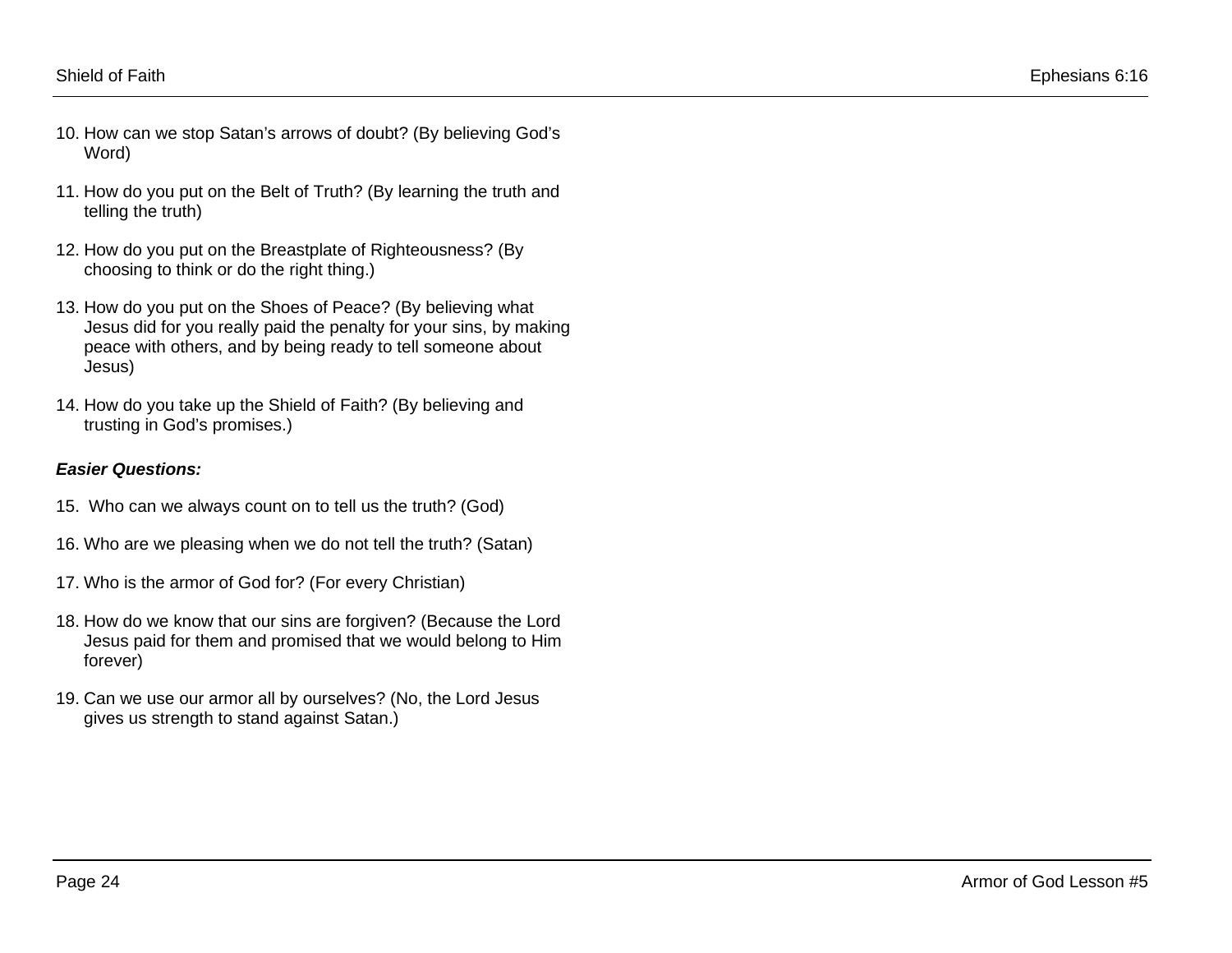10. How can we stop Satan's arrows of doubt? (By believing God's Word)

11. How do you put on the Belt of Truth? (By learning the truth and telling the truth)

12. How do you put on the Breastplate of Righteousness? (By choosing to think or do the right thing.)

13. How do you put on the Shoes of Peace? (By believing what Jesus did for you really paid the penalty for your sins, by making peace with others, and by being ready to tell someone about Jesus)

14. How do you take up the Shield of Faith? (By believing and trusting in God's promises.)

***Easier Questions:***

15. Who can we always count on to tell us the truth? (God)

16. Who are we pleasing when we do not tell the truth? (Satan)

17. Who is the armor of God for? (For every Christian)

18. How do we know that our sins are forgiven? (Because the Lord Jesus paid for them and promised that we would belong to Him forever)

19. Can we use our armor all by ourselves? (No, the Lord Jesus gives us strength to stand against Satan.)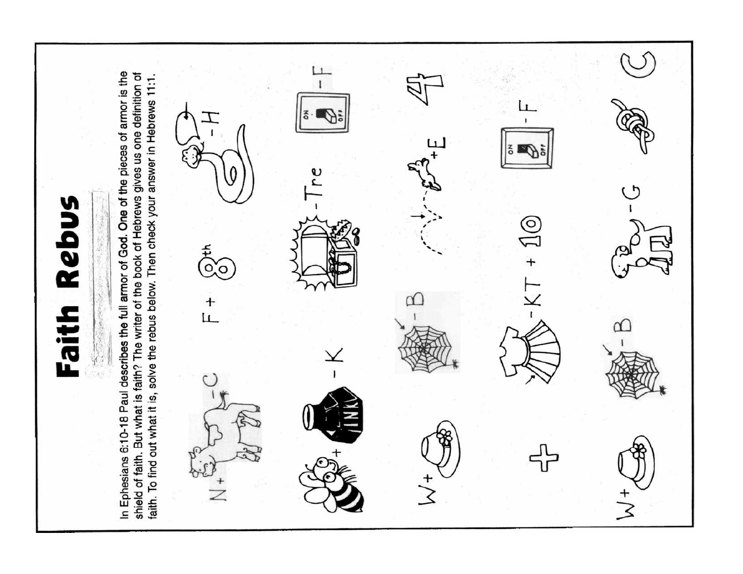# Faith Rebus

In Ephesians 6:10-18 Paul describes the full armor of God. One of the pieces of armor is the shield of faith. But what is faith? The writer of the book of Hebrews gives us one definition of faith. To find out what it is, solve the rebus below. Then check your answer in Hebrews 11:1.

N + - C &nbsp;&nbsp; F + 8th &nbsp;&nbsp; - H

\+ INK - K &nbsp;&nbsp; - Tre &nbsp;&nbsp; - F

W + &nbsp;&nbsp; - B &nbsp;&nbsp; + E &nbsp;&nbsp; 4

\+ &nbsp;&nbsp; - KT + 10 &nbsp;&nbsp; - F

W + &nbsp;&nbsp; - B &nbsp;&nbsp; - G &nbsp;&nbsp; C